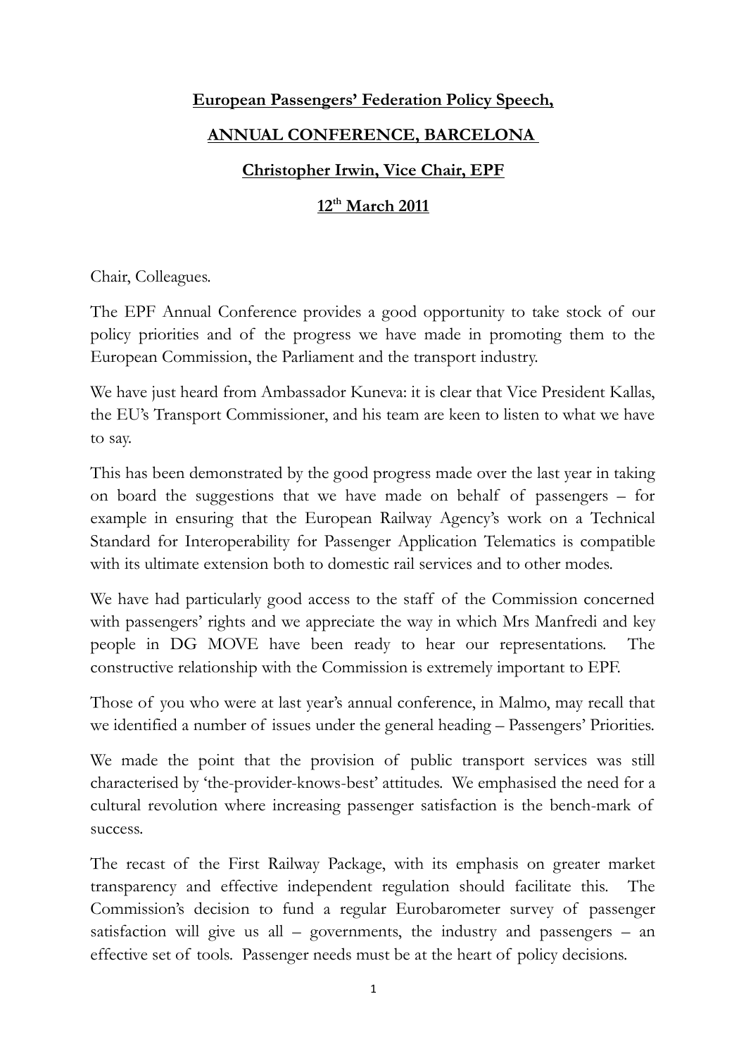**European Passengers' Federation Policy Speech,**

**ANNUAL CONFERENCE, BARCELONA**

**Christopher Irwin, Vice Chair, EPF**

**12th March 2011**

Chair, Colleagues.

The EPF Annual Conference provides a good opportunity to take stock of our policy priorities and of the progress we have made in promoting them to the European Commission, the Parliament and the transport industry.

We have just heard from Ambassador Kuneva: it is clear that Vice President Kallas, the EU's Transport Commissioner, and his team are keen to listen to what we have to say.

This has been demonstrated by the good progress made over the last year in taking on board the suggestions that we have made on behalf of passengers – for example in ensuring that the European Railway Agency's work on a Technical Standard for Interoperability for Passenger Application Telematics is compatible with its ultimate extension both to domestic rail services and to other modes.

We have had particularly good access to the staff of the Commission concerned with passengers' rights and we appreciate the way in which Mrs Manfredi and key people in DG MOVE have been ready to hear our representations. The constructive relationship with the Commission is extremely important to EPF.

Those of you who were at last year's annual conference, in Malmo, may recall that we identified a number of issues under the general heading – Passengers' Priorities.

We made the point that the provision of public transport services was still characterised by 'the-provider-knows-best' attitudes. We emphasised the need for a cultural revolution where increasing passenger satisfaction is the bench-mark of success.

The recast of the First Railway Package, with its emphasis on greater market transparency and effective independent regulation should facilitate this. The Commission's decision to fund a regular Eurobarometer survey of passenger satisfaction will give us all – governments, the industry and passengers – an effective set of tools. Passenger needs must be at the heart of policy decisions.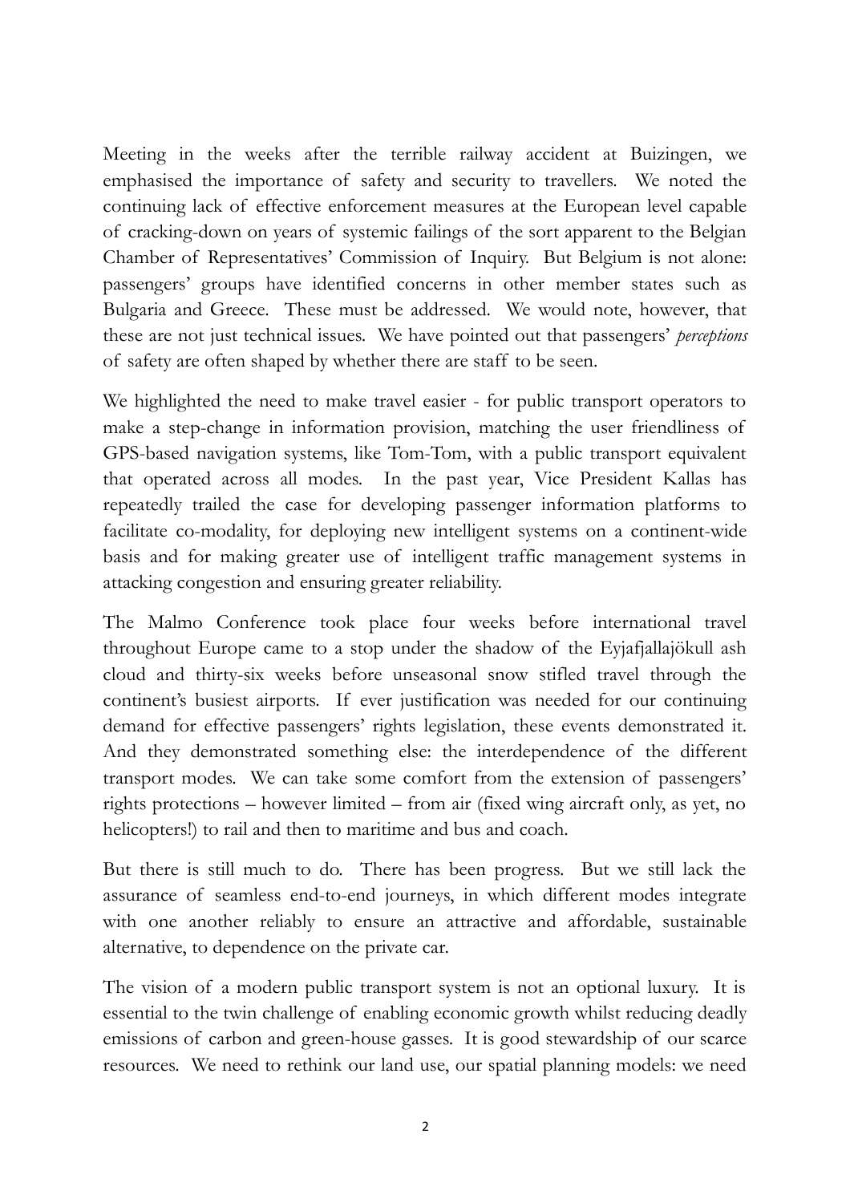Meeting in the weeks after the terrible railway accident at Buizingen, we emphasised the importance of safety and security to travellers. We noted the continuing lack of effective enforcement measures at the European level capable of cracking-down on years of systemic failings of the sort apparent to the Belgian Chamber of Representatives' Commission of Inquiry. But Belgium is not alone: passengers' groups have identified concerns in other member states such as Bulgaria and Greece. These must be addressed. We would note, however, that these are not just technical issues. We have pointed out that passengers' *perceptions* of safety are often shaped by whether there are staff to be seen.

We highlighted the need to make travel easier - for public transport operators to make a step-change in information provision, matching the user friendliness of GPS-based navigation systems, like Tom-Tom, with a public transport equivalent that operated across all modes. In the past year, Vice President Kallas has repeatedly trailed the case for developing passenger information platforms to facilitate co-modality, for deploying new intelligent systems on a continent-wide basis and for making greater use of intelligent traffic management systems in attacking congestion and ensuring greater reliability.

The Malmo Conference took place four weeks before international travel throughout Europe came to a stop under the shadow of the Eyjafjallajökull ash cloud and thirty-six weeks before unseasonal snow stifled travel through the continent's busiest airports. If ever justification was needed for our continuing demand for effective passengers' rights legislation, these events demonstrated it. And they demonstrated something else: the interdependence of the different transport modes. We can take some comfort from the extension of passengers' rights protections – however limited – from air (fixed wing aircraft only, as yet, no helicopters!) to rail and then to maritime and bus and coach.

But there is still much to do. There has been progress. But we still lack the assurance of seamless end-to-end journeys, in which different modes integrate with one another reliably to ensure an attractive and affordable, sustainable alternative, to dependence on the private car.

The vision of a modern public transport system is not an optional luxury. It is essential to the twin challenge of enabling economic growth whilst reducing deadly emissions of carbon and green-house gasses. It is good stewardship of our scarce resources. We need to rethink our land use, our spatial planning models: we need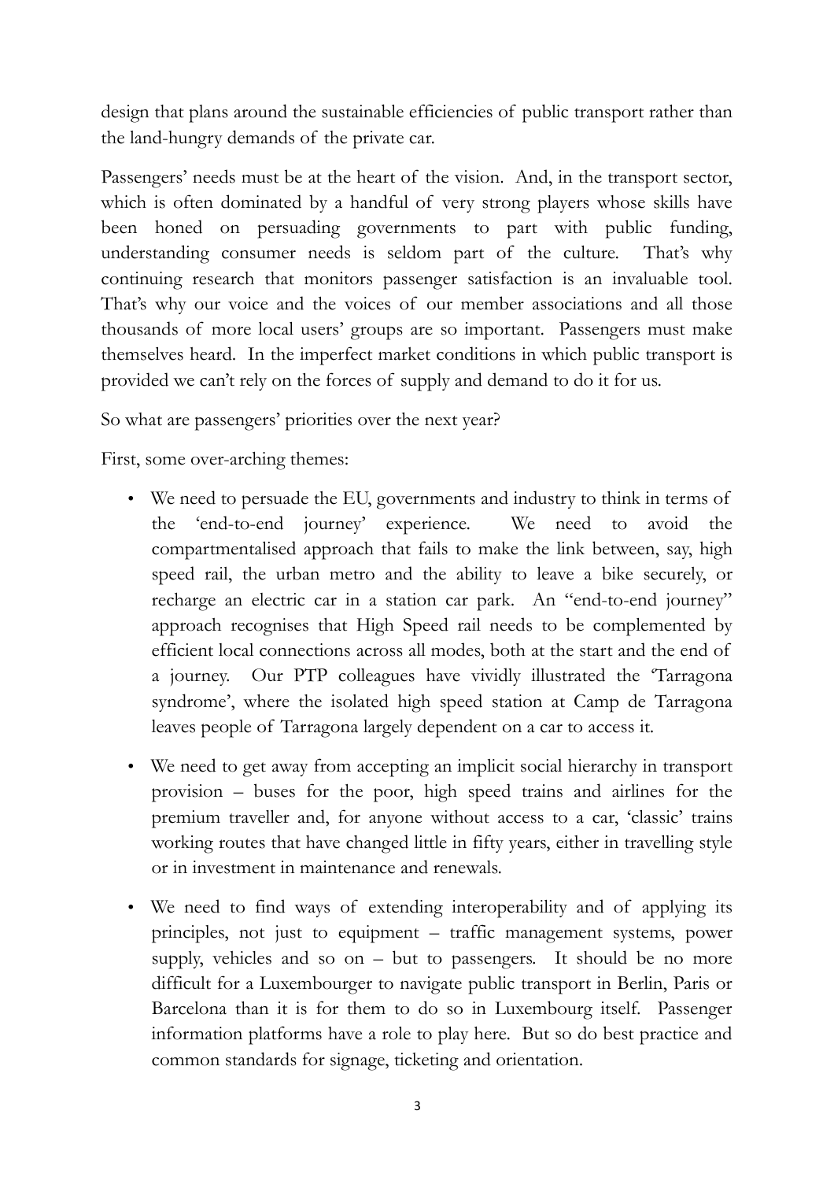design that plans around the sustainable efficiencies of public transport rather than the land-hungry demands of the private car.

Passengers' needs must be at the heart of the vision. And, in the transport sector, which is often dominated by a handful of very strong players whose skills have been honed on persuading governments to part with public funding, understanding consumer needs is seldom part of the culture. That's why continuing research that monitors passenger satisfaction is an invaluable tool. That's why our voice and the voices of our member associations and all those thousands of more local users' groups are so important. Passengers must make themselves heard. In the imperfect market conditions in which public transport is provided we can't rely on the forces of supply and demand to do it for us.

So what are passengers' priorities over the next year?

First, some over-arching themes:

- We need to persuade the EU, governments and industry to think in terms of the 'end-to-end journey' experience. We need to avoid the compartmentalised approach that fails to make the link between, say, high speed rail, the urban metro and the ability to leave a bike securely, or recharge an electric car in a station car park. An "end-to-end journey" approach recognises that High Speed rail needs to be complemented by efficient local connections across all modes, both at the start and the end of a journey. Our PTP colleagues have vividly illustrated the 'Tarragona syndrome', where the isolated high speed station at Camp de Tarragona leaves people of Tarragona largely dependent on a car to access it.
- We need to get away from accepting an implicit social hierarchy in transport provision – buses for the poor, high speed trains and airlines for the premium traveller and, for anyone without access to a car, 'classic' trains working routes that have changed little in fifty years, either in travelling style or in investment in maintenance and renewals.
- We need to find ways of extending interoperability and of applying its principles, not just to equipment – traffic management systems, power supply, vehicles and so on – but to passengers. It should be no more difficult for a Luxembourger to navigate public transport in Berlin, Paris or Barcelona than it is for them to do so in Luxembourg itself. Passenger information platforms have a role to play here. But so do best practice and common standards for signage, ticketing and orientation.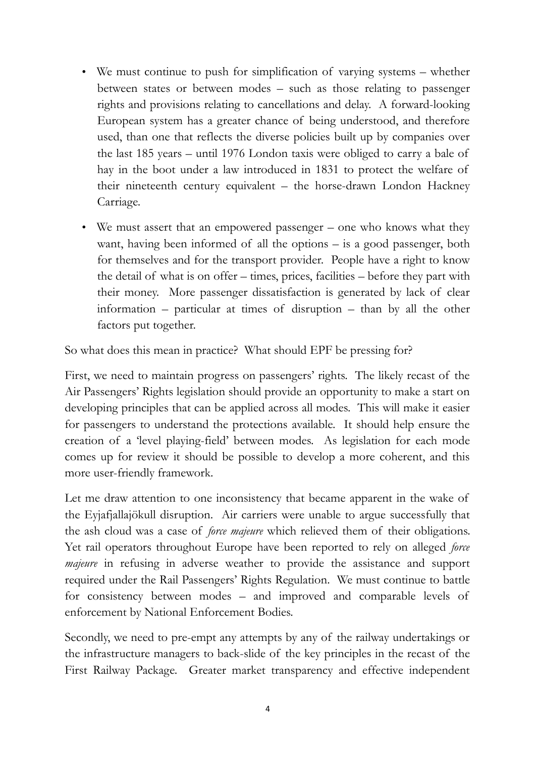- We must continue to push for simplification of varying systems – whether between states or between modes – such as those relating to passenger rights and provisions relating to cancellations and delay. A forward-looking European system has a greater chance of being understood, and therefore used, than one that reflects the diverse policies built up by companies over the last 185 years – until 1976 London taxis were obliged to carry a bale of hay in the boot under a law introduced in 1831 to protect the welfare of their nineteenth century equivalent – the horse-drawn London Hackney Carriage.
- We must assert that an empowered passenger – one who knows what they want, having been informed of all the options – is a good passenger, both for themselves and for the transport provider. People have a right to know the detail of what is on offer – times, prices, facilities – before they part with their money. More passenger dissatisfaction is generated by lack of clear information – particular at times of disruption – than by all the other factors put together.

So what does this mean in practice? What should EPF be pressing for?

First, we need to maintain progress on passengers' rights. The likely recast of the Air Passengers' Rights legislation should provide an opportunity to make a start on developing principles that can be applied across all modes. This will make it easier for passengers to understand the protections available. It should help ensure the creation of a 'level playing-field' between modes. As legislation for each mode comes up for review it should be possible to develop a more coherent, and this more user-friendly framework.

Let me draw attention to one inconsistency that became apparent in the wake of the Eyjafjallajökull disruption. Air carriers were unable to argue successfully that the ash cloud was a case of *force majeure* which relieved them of their obligations. Yet rail operators throughout Europe have been reported to rely on alleged *force majeure* in refusing in adverse weather to provide the assistance and support required under the Rail Passengers' Rights Regulation. We must continue to battle for consistency between modes – and improved and comparable levels of enforcement by National Enforcement Bodies.

Secondly, we need to pre-empt any attempts by any of the railway undertakings or the infrastructure managers to back-slide of the key principles in the recast of the First Railway Package. Greater market transparency and effective independent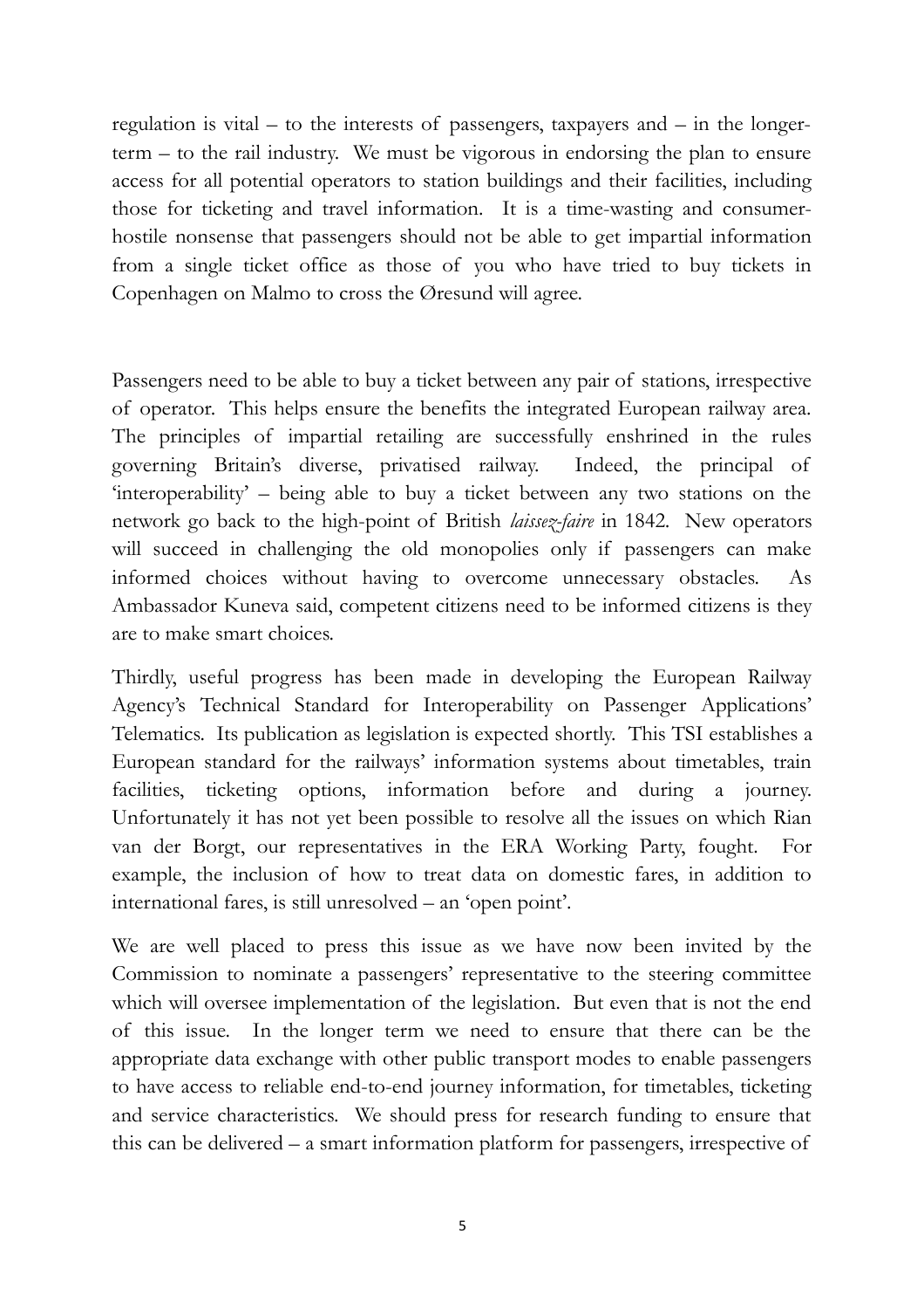regulation is vital – to the interests of passengers, taxpayers and – in the longer-term – to the rail industry. We must be vigorous in endorsing the plan to ensure access for all potential operators to station buildings and their facilities, including those for ticketing and travel information. It is a time-wasting and consumer-hostile nonsense that passengers should not be able to get impartial information from a single ticket office as those of you who have tried to buy tickets in Copenhagen on Malmo to cross the Øresund will agree.

Passengers need to be able to buy a ticket between any pair of stations, irrespective of operator. This helps ensure the benefits the integrated European railway area. The principles of impartial retailing are successfully enshrined in the rules governing Britain's diverse, privatised railway. Indeed, the principal of 'interoperability' – being able to buy a ticket between any two stations on the network go back to the high-point of British *laissez-faire* in 1842. New operators will succeed in challenging the old monopolies only if passengers can make informed choices without having to overcome unnecessary obstacles. As Ambassador Kuneva said, competent citizens need to be informed citizens is they are to make smart choices.

Thirdly, useful progress has been made in developing the European Railway Agency's Technical Standard for Interoperability on Passenger Applications' Telematics. Its publication as legislation is expected shortly. This TSI establishes a European standard for the railways' information systems about timetables, train facilities, ticketing options, information before and during a journey. Unfortunately it has not yet been possible to resolve all the issues on which Rian van der Borgt, our representatives in the ERA Working Party, fought. For example, the inclusion of how to treat data on domestic fares, in addition to international fares, is still unresolved – an 'open point'.

We are well placed to press this issue as we have now been invited by the Commission to nominate a passengers' representative to the steering committee which will oversee implementation of the legislation. But even that is not the end of this issue. In the longer term we need to ensure that there can be the appropriate data exchange with other public transport modes to enable passengers to have access to reliable end-to-end journey information, for timetables, ticketing and service characteristics. We should press for research funding to ensure that this can be delivered – a smart information platform for passengers, irrespective of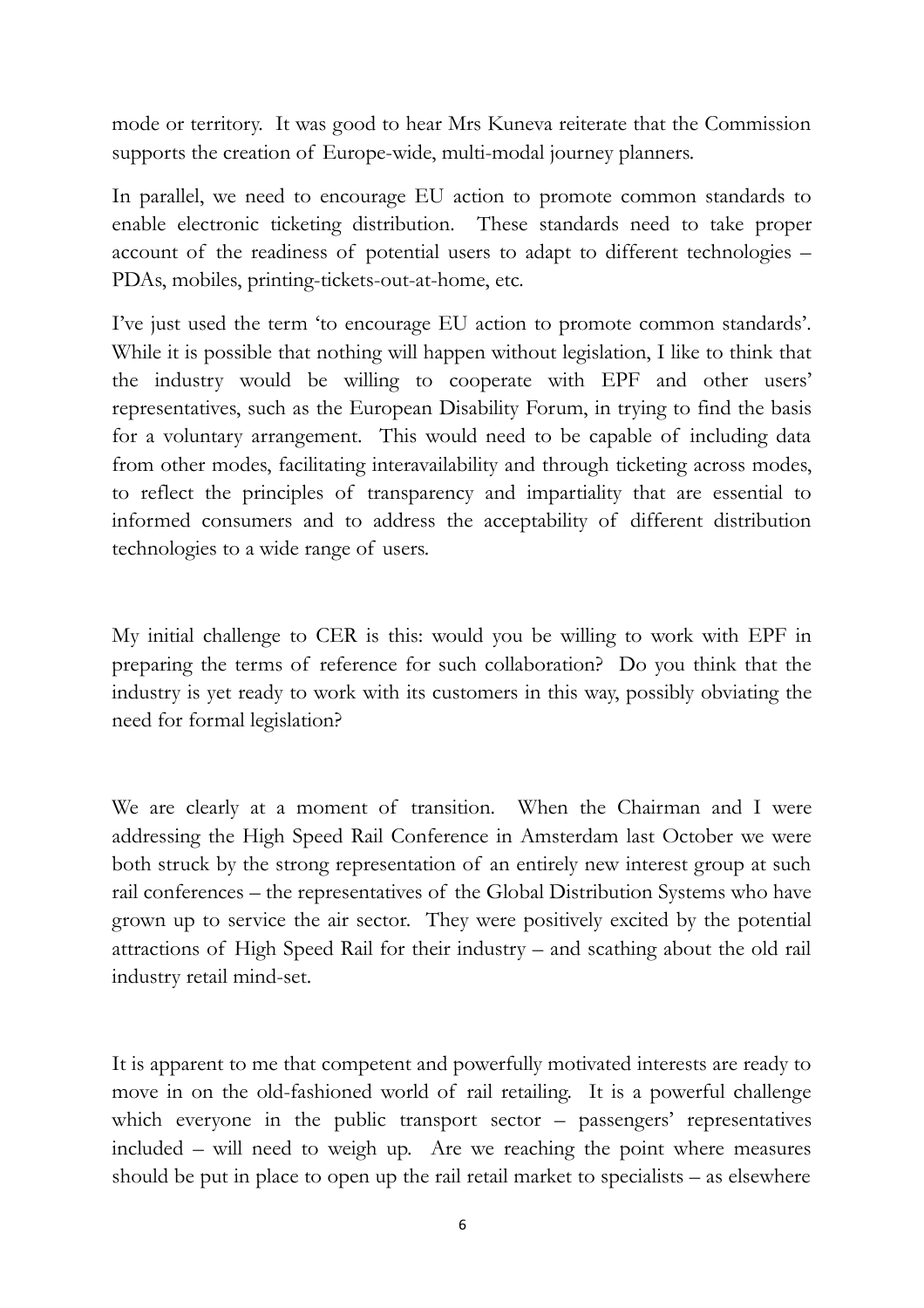mode or territory. It was good to hear Mrs Kuneva reiterate that the Commission supports the creation of Europe-wide, multi-modal journey planners.

In parallel, we need to encourage EU action to promote common standards to enable electronic ticketing distribution. These standards need to take proper account of the readiness of potential users to adapt to different technologies – PDAs, mobiles, printing-tickets-out-at-home, etc.

I've just used the term 'to encourage EU action to promote common standards'. While it is possible that nothing will happen without legislation, I like to think that the industry would be willing to cooperate with EPF and other users' representatives, such as the European Disability Forum, in trying to find the basis for a voluntary arrangement. This would need to be capable of including data from other modes, facilitating interavailability and through ticketing across modes, to reflect the principles of transparency and impartiality that are essential to informed consumers and to address the acceptability of different distribution technologies to a wide range of users.

My initial challenge to CER is this: would you be willing to work with EPF in preparing the terms of reference for such collaboration? Do you think that the industry is yet ready to work with its customers in this way, possibly obviating the need for formal legislation?

We are clearly at a moment of transition. When the Chairman and I were addressing the High Speed Rail Conference in Amsterdam last October we were both struck by the strong representation of an entirely new interest group at such rail conferences – the representatives of the Global Distribution Systems who have grown up to service the air sector. They were positively excited by the potential attractions of High Speed Rail for their industry – and scathing about the old rail industry retail mind-set.

It is apparent to me that competent and powerfully motivated interests are ready to move in on the old-fashioned world of rail retailing. It is a powerful challenge which everyone in the public transport sector – passengers' representatives included – will need to weigh up. Are we reaching the point where measures should be put in place to open up the rail retail market to specialists – as elsewhere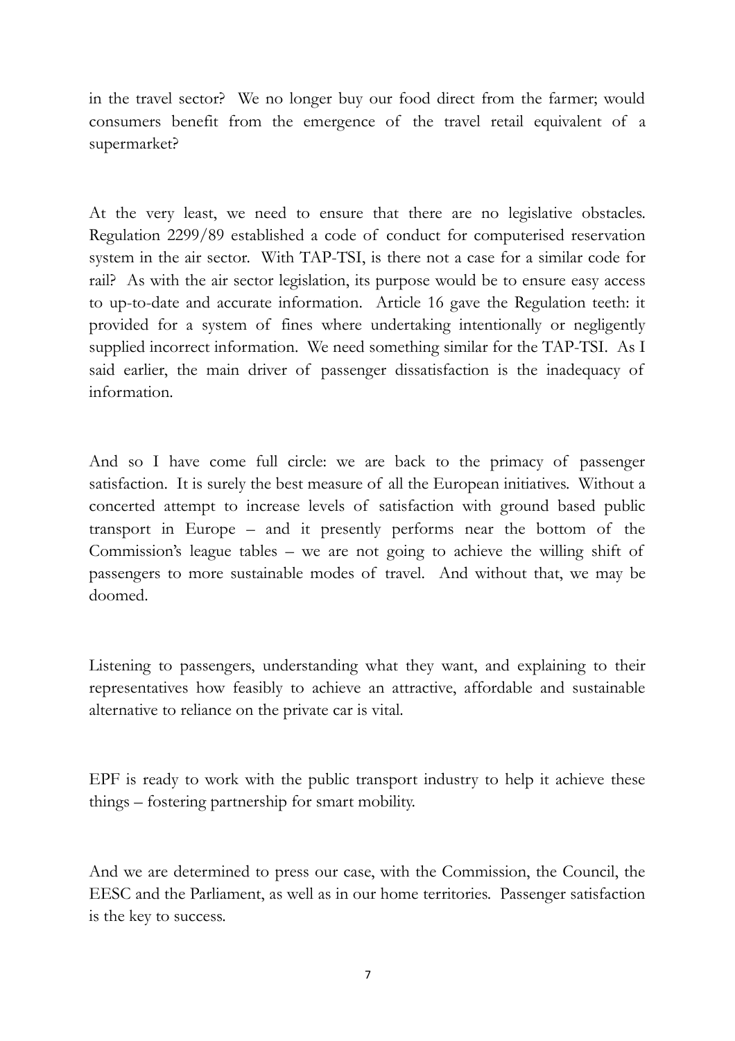in the travel sector? We no longer buy our food direct from the farmer; would consumers benefit from the emergence of the travel retail equivalent of a supermarket?

At the very least, we need to ensure that there are no legislative obstacles. Regulation 2299/89 established a code of conduct for computerised reservation system in the air sector. With TAP-TSI, is there not a case for a similar code for rail? As with the air sector legislation, its purpose would be to ensure easy access to up-to-date and accurate information. Article 16 gave the Regulation teeth: it provided for a system of fines where undertaking intentionally or negligently supplied incorrect information. We need something similar for the TAP-TSI. As I said earlier, the main driver of passenger dissatisfaction is the inadequacy of information.

And so I have come full circle: we are back to the primacy of passenger satisfaction. It is surely the best measure of all the European initiatives. Without a concerted attempt to increase levels of satisfaction with ground based public transport in Europe – and it presently performs near the bottom of the Commission's league tables – we are not going to achieve the willing shift of passengers to more sustainable modes of travel. And without that, we may be doomed.

Listening to passengers, understanding what they want, and explaining to their representatives how feasibly to achieve an attractive, affordable and sustainable alternative to reliance on the private car is vital.

EPF is ready to work with the public transport industry to help it achieve these things – fostering partnership for smart mobility.

And we are determined to press our case, with the Commission, the Council, the EESC and the Parliament, as well as in our home territories. Passenger satisfaction is the key to success.